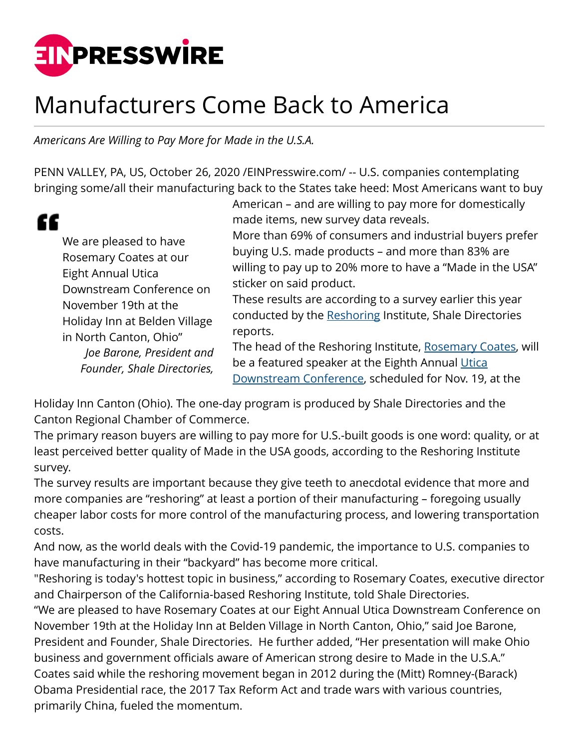# Manufacturers Come Back to America

*Americans Are Willing to Pay More for Made in the U.S.A.*

PENN VALLEY, PA, US, October 26, 2020 /EINPresswire.com/ -- U.S. companies contemplating bringing some/all their manufacturing back to the States take heed: Most Americans want to buy American – and are willing to pay more for domestically made items, new survey data reveals.

> We are pleased to have Rosemary Coates at our Eight Annual Utica Downstream Conference on November 19th at the Holiday Inn at Belden Village in North Canton, Ohio"
>
> *Joe Barone, President and Founder, Shale Directories,*

More than 69% of consumers and industrial buyers prefer buying U.S. made products – and more than 83% are willing to pay up to 20% more to have a "Made in the USA" sticker on said product.

These results are according to a survey earlier this year conducted by the Reshoring Institute, Shale Directories reports.

The head of the Reshoring Institute, Rosemary Coates, will be a featured speaker at the Eighth Annual Utica Downstream Conference, scheduled for Nov. 19, at the Holiday Inn Canton (Ohio). The one-day program is produced by Shale Directories and the Canton Regional Chamber of Commerce.

The primary reason buyers are willing to pay more for U.S.-built goods is one word: quality, or at least perceived better quality of Made in the USA goods, according to the Reshoring Institute survey.

The survey results are important because they give teeth to anecdotal evidence that more and more companies are "reshoring" at least a portion of their manufacturing – foregoing usually cheaper labor costs for more control of the manufacturing process, and lowering transportation costs.

And now, as the world deals with the Covid-19 pandemic, the importance to U.S. companies to have manufacturing in their "backyard" has become more critical.

"Reshoring is today's hottest topic in business," according to Rosemary Coates, executive director and Chairperson of the California-based Reshoring Institute, told Shale Directories.

"We are pleased to have Rosemary Coates at our Eight Annual Utica Downstream Conference on November 19th at the Holiday Inn at Belden Village in North Canton, Ohio," said Joe Barone, President and Founder, Shale Directories. He further added, "Her presentation will make Ohio business and government officials aware of American strong desire to Made in the U.S.A."

Coates said while the reshoring movement began in 2012 during the (Mitt) Romney-(Barack) Obama Presidential race, the 2017 Tax Reform Act and trade wars with various countries, primarily China, fueled the momentum.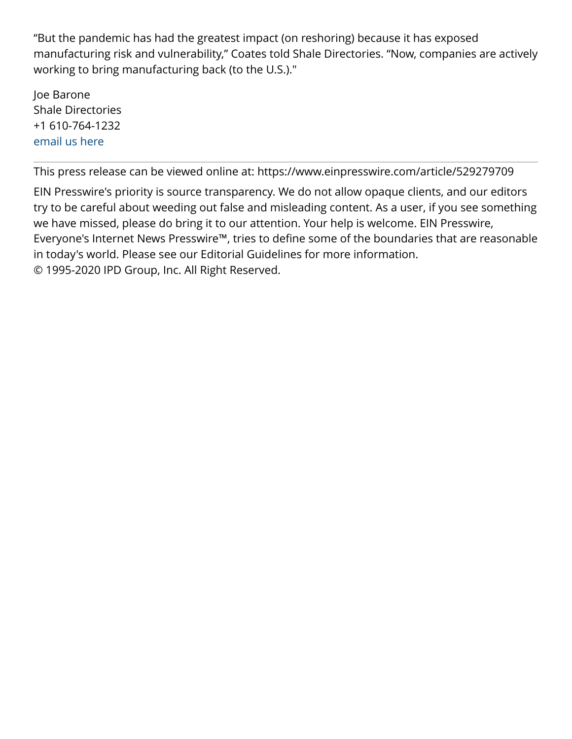“But the pandemic has had the greatest impact (on reshoring) because it has exposed manufacturing risk and vulnerability,” Coates told Shale Directories. “Now, companies are actively working to bring manufacturing back (to the U.S.)."

Joe Barone  
Shale Directories  
+1 610-764-1232  
email us here

---

This press release can be viewed online at: https://www.einpresswire.com/article/529279709

EIN Presswire's priority is source transparency. We do not allow opaque clients, and our editors try to be careful about weeding out false and misleading content. As a user, if you see something we have missed, please do bring it to our attention. Your help is welcome. EIN Presswire, Everyone's Internet News Presswire™, tries to define some of the boundaries that are reasonable in today's world. Please see our Editorial Guidelines for more information.  
© 1995-2020 IPD Group, Inc. All Right Reserved.